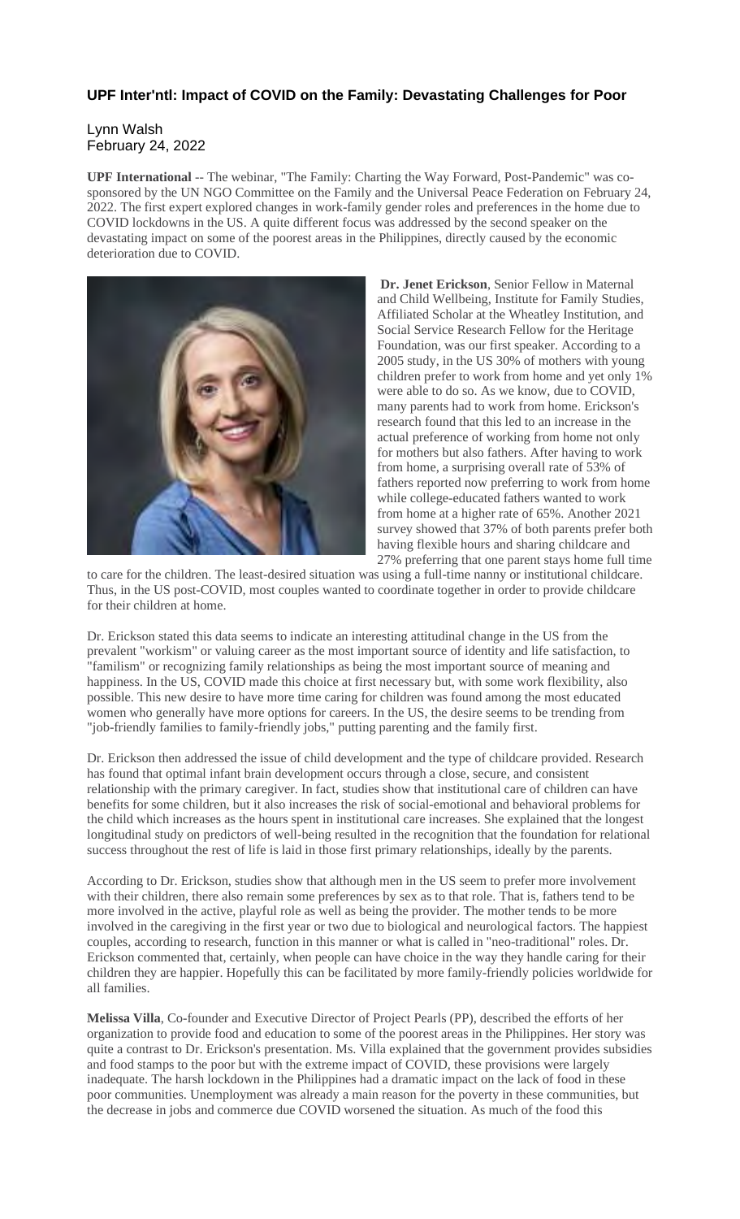### UPF Inter'ntl: Impact of COVID on the Family: Devastating Challenges for Poor

Lynn Walsh
February 24, 2022

**UPF International** -- The webinar, "The Family: Charting the Way Forward, Post-Pandemic" was co-sponsored by the UN NGO Committee on the Family and the Universal Peace Federation on February 24, 2022. The first expert explored changes in work-family gender roles and preferences in the home due to COVID lockdowns in the US. A quite different focus was addressed by the second speaker on the devastating impact on some of the poorest areas in the Philippines, directly caused by the economic deterioration due to COVID.

**Dr. Jenet Erickson**, Senior Fellow in Maternal and Child Wellbeing, Institute for Family Studies, Affiliated Scholar at the Wheatley Institution, and Social Service Research Fellow for the Heritage Foundation, was our first speaker. According to a 2005 study, in the US 30% of mothers with young children prefer to work from home and yet only 1% were able to do so. As we know, due to COVID, many parents had to work from home. Erickson's research found that this led to an increase in the actual preference of working from home not only for mothers but also fathers. After having to work from home, a surprising overall rate of 53% of fathers reported now preferring to work from home while college-educated fathers wanted to work from home at a higher rate of 65%. Another 2021 survey showed that 37% of both parents prefer both having flexible hours and sharing childcare and 27% preferring that one parent stays home full time to care for the children. The least-desired situation was using a full-time nanny or institutional childcare. Thus, in the US post-COVID, most couples wanted to coordinate together in order to provide childcare for their children at home.

Dr. Erickson stated this data seems to indicate an interesting attitudinal change in the US from the prevalent "workism" or valuing career as the most important source of identity and life satisfaction, to "familism" or recognizing family relationships as being the most important source of meaning and happiness. In the US, COVID made this choice at first necessary but, with some work flexibility, also possible. This new desire to have more time caring for children was found among the most educated women who generally have more options for careers. In the US, the desire seems to be trending from "job-friendly families to family-friendly jobs," putting parenting and the family first.

Dr. Erickson then addressed the issue of child development and the type of childcare provided. Research has found that optimal infant brain development occurs through a close, secure, and consistent relationship with the primary caregiver. In fact, studies show that institutional care of children can have benefits for some children, but it also increases the risk of social-emotional and behavioral problems for the child which increases as the hours spent in institutional care increases. She explained that the longest longitudinal study on predictors of well-being resulted in the recognition that the foundation for relational success throughout the rest of life is laid in those first primary relationships, ideally by the parents.

According to Dr. Erickson, studies show that although men in the US seem to prefer more involvement with their children, there also remain some preferences by sex as to that role. That is, fathers tend to be more involved in the active, playful role as well as being the provider. The mother tends to be more involved in the caregiving in the first year or two due to biological and neurological factors. The happiest couples, according to research, function in this manner or what is called in "neo-traditional" roles. Dr. Erickson commented that, certainly, when people can have choice in the way they handle caring for their children they are happier. Hopefully this can be facilitated by more family-friendly policies worldwide for all families.

**Melissa Villa**, Co-founder and Executive Director of Project Pearls (PP), described the efforts of her organization to provide food and education to some of the poorest areas in the Philippines. Her story was quite a contrast to Dr. Erickson's presentation. Ms. Villa explained that the government provides subsidies and food stamps to the poor but with the extreme impact of COVID, these provisions were largely inadequate. The harsh lockdown in the Philippines had a dramatic impact on the lack of food in these poor communities. Unemployment was already a main reason for the poverty in these communities, but the decrease in jobs and commerce due COVID worsened the situation. As much of the food this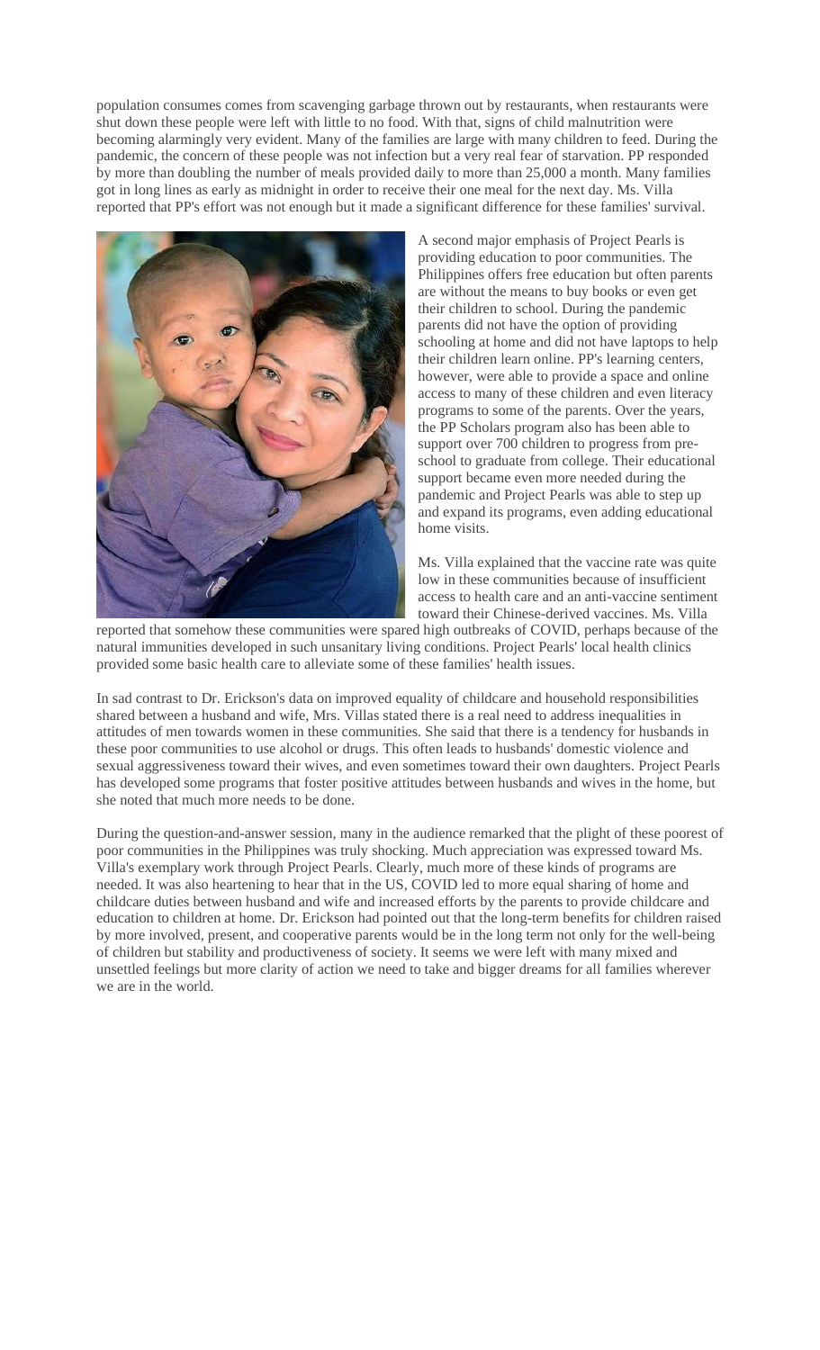population consumes comes from scavenging garbage thrown out by restaurants, when restaurants were shut down these people were left with little to no food. With that, signs of child malnutrition were becoming alarmingly very evident. Many of the families are large with many children to feed. During the pandemic, the concern of these people was not infection but a very real fear of starvation. PP responded by more than doubling the number of meals provided daily to more than 25,000 a month. Many families got in long lines as early as midnight in order to receive their one meal for the next day. Ms. Villa reported that PP's effort was not enough but it made a significant difference for these families' survival.

A second major emphasis of Project Pearls is providing education to poor communities. The Philippines offers free education but often parents are without the means to buy books or even get their children to school. During the pandemic parents did not have the option of providing schooling at home and did not have laptops to help their children learn online. PP's learning centers, however, were able to provide a space and online access to many of these children and even literacy programs to some of the parents. Over the years, the PP Scholars program also has been able to support over 700 children to progress from pre-school to graduate from college. Their educational support became even more needed during the pandemic and Project Pearls was able to step up and expand its programs, even adding educational home visits.

Ms. Villa explained that the vaccine rate was quite low in these communities because of insufficient access to health care and an anti-vaccine sentiment toward their Chinese-derived vaccines. Ms. Villa reported that somehow these communities were spared high outbreaks of COVID, perhaps because of the natural immunities developed in such unsanitary living conditions. Project Pearls' local health clinics provided some basic health care to alleviate some of these families' health issues.

In sad contrast to Dr. Erickson's data on improved equality of childcare and household responsibilities shared between a husband and wife, Mrs. Villas stated there is a real need to address inequalities in attitudes of men towards women in these communities. She said that there is a tendency for husbands in these poor communities to use alcohol or drugs. This often leads to husbands' domestic violence and sexual aggressiveness toward their wives, and even sometimes toward their own daughters. Project Pearls has developed some programs that foster positive attitudes between husbands and wives in the home, but she noted that much more needs to be done.

During the question-and-answer session, many in the audience remarked that the plight of these poorest of poor communities in the Philippines was truly shocking. Much appreciation was expressed toward Ms. Villa's exemplary work through Project Pearls. Clearly, much more of these kinds of programs are needed. It was also heartening to hear that in the US, COVID led to more equal sharing of home and childcare duties between husband and wife and increased efforts by the parents to provide childcare and education to children at home. Dr. Erickson had pointed out that the long-term benefits for children raised by more involved, present, and cooperative parents would be in the long term not only for the well-being of children but stability and productiveness of society. It seems we were left with many mixed and unsettled feelings but more clarity of action we need to take and bigger dreams for all families wherever we are in the world.